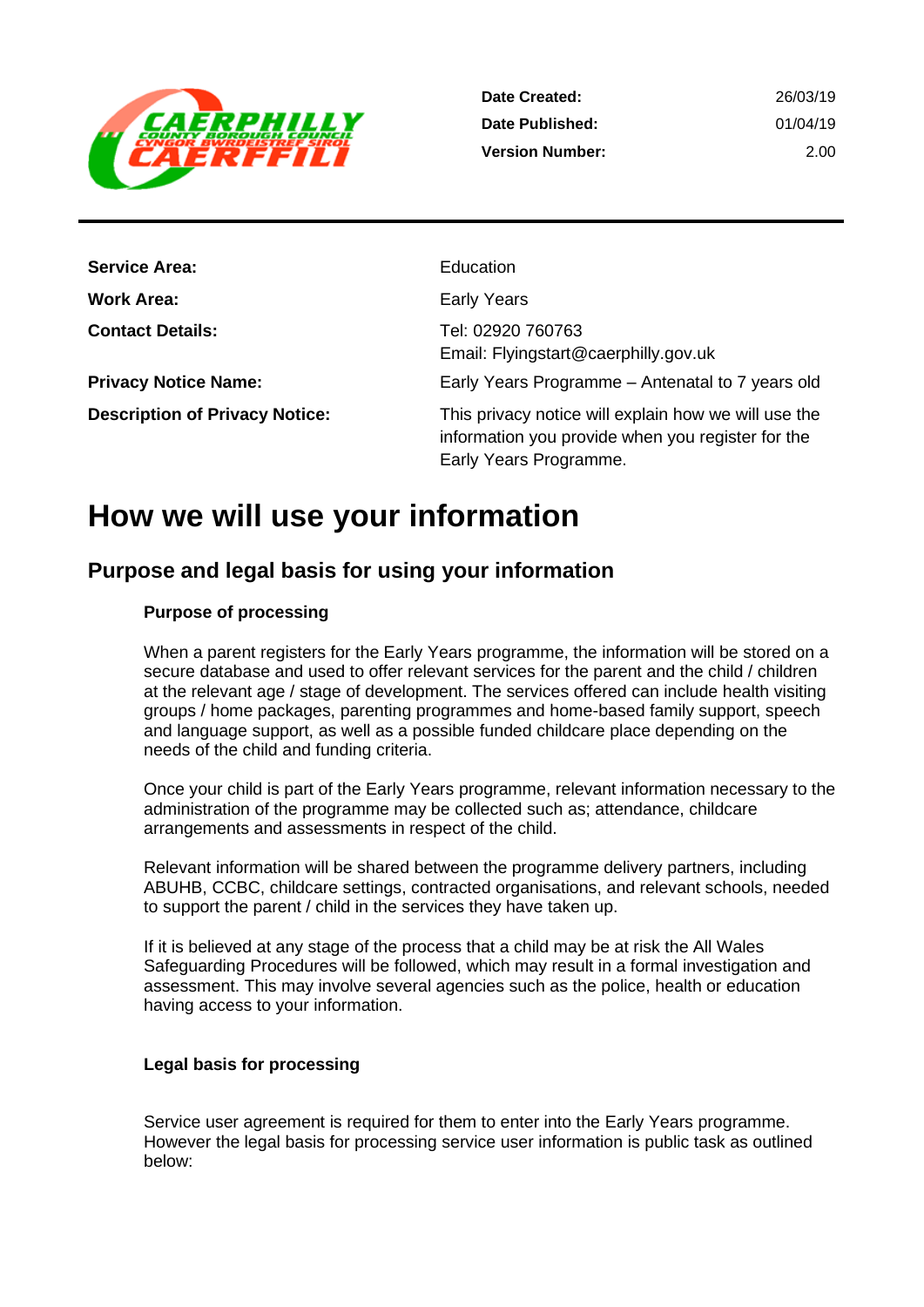| | |
|---|---|
| **Date Created:** | 26/03/19 |
| **Date Published:** | 01/04/19 |
| **Version Number:** | 2.00 |

| | |
|---|---|
| **Service Area:** | Education |
| **Work Area:** | Early Years |
| **Contact Details:** | Tel: 02920 760763<br>Email: Flyingstart@caerphilly.gov.uk |
| **Privacy Notice Name:** | Early Years Programme – Antenatal to 7 years old |
| **Description of Privacy Notice:** | This privacy notice will explain how we will use the information you provide when you register for the Early Years Programme. |

# How we will use your information

## Purpose and legal basis for using your information

### Purpose of processing

When a parent registers for the Early Years programme, the information will be stored on a secure database and used to offer relevant services for the parent and the child / children at the relevant age / stage of development. The services offered can include health visiting groups / home packages, parenting programmes and home-based family support, speech and language support, as well as a possible funded childcare place depending on the needs of the child and funding criteria.

Once your child is part of the Early Years programme, relevant information necessary to the administration of the programme may be collected such as; attendance, childcare arrangements and assessments in respect of the child.

Relevant information will be shared between the programme delivery partners, including ABUHB, CCBC, childcare settings, contracted organisations, and relevant schools, needed to support the parent / child in the services they have taken up.

If it is believed at any stage of the process that a child may be at risk the All Wales Safeguarding Procedures will be followed, which may result in a formal investigation and assessment. This may involve several agencies such as the police, health or education having access to your information.

### Legal basis for processing

Service user agreement is required for them to enter into the Early Years programme. However the legal basis for processing service user information is public task as outlined below: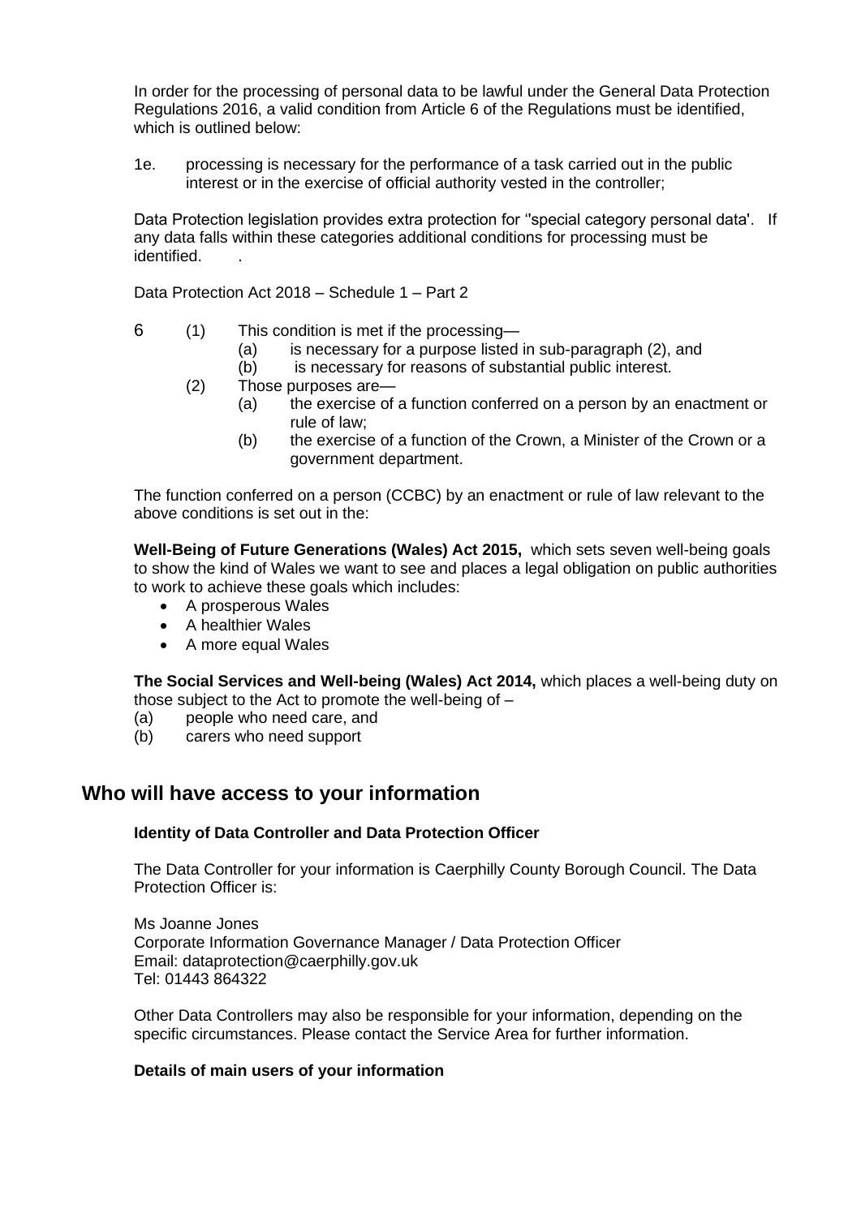In order for the processing of personal data to be lawful under the General Data Protection Regulations 2016, a valid condition from Article 6 of the Regulations must be identified, which is outlined below:

1e. processing is necessary for the performance of a task carried out in the public interest or in the exercise of official authority vested in the controller;

Data Protection legislation provides extra protection for ''special category personal data'. If any data falls within these categories additional conditions for processing must be identified. .

Data Protection Act 2018 – Schedule 1 – Part 2

6 (1) This condition is met if the processing—
  - (a) is necessary for a purpose listed in sub-paragraph (2), and
  - (b) is necessary for reasons of substantial public interest.

(2) Those purposes are—
  - (a) the exercise of a function conferred on a person by an enactment or rule of law;
  - (b) the exercise of a function of the Crown, a Minister of the Crown or a government department.

The function conferred on a person (CCBC) by an enactment or rule of law relevant to the above conditions is set out in the:

**Well-Being of Future Generations (Wales) Act 2015,** which sets seven well-being goals to show the kind of Wales we want to see and places a legal obligation on public authorities to work to achieve these goals which includes:

- A prosperous Wales
- A healthier Wales
- A more equal Wales

**The Social Services and Well-being (Wales) Act 2014,** which places a well-being duty on those subject to the Act to promote the well-being of –

(a) people who need care, and
(b) carers who need support

## Who will have access to your information

**Identity of Data Controller and Data Protection Officer**

The Data Controller for your information is Caerphilly County Borough Council. The Data Protection Officer is:

Ms Joanne Jones
Corporate Information Governance Manager / Data Protection Officer
Email: dataprotection@caerphilly.gov.uk
Tel: 01443 864322

Other Data Controllers may also be responsible for your information, depending on the specific circumstances. Please contact the Service Area for further information.

**Details of main users of your information**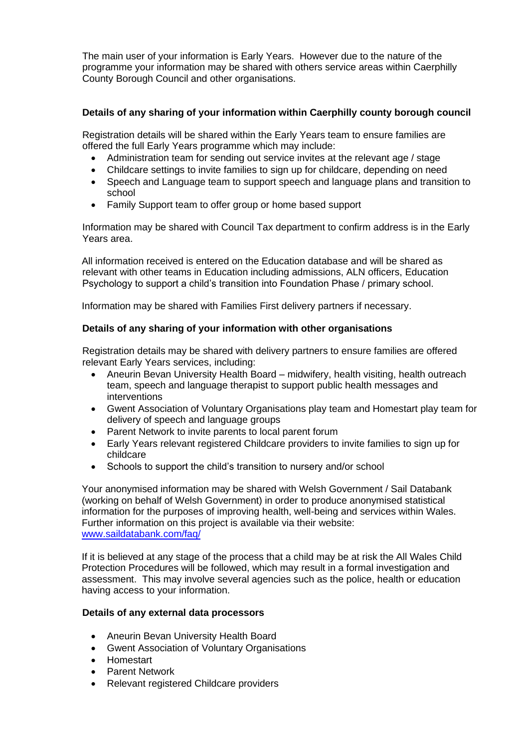The main user of your information is Early Years. However due to the nature of the programme your information may be shared with others service areas within Caerphilly County Borough Council and other organisations.

**Details of any sharing of your information within Caerphilly county borough council**

Registration details will be shared within the Early Years team to ensure families are offered the full Early Years programme which may include:

- Administration team for sending out service invites at the relevant age / stage
- Childcare settings to invite families to sign up for childcare, depending on need
- Speech and Language team to support speech and language plans and transition to school
- Family Support team to offer group or home based support

Information may be shared with Council Tax department to confirm address is in the Early Years area.

All information received is entered on the Education database and will be shared as relevant with other teams in Education including admissions, ALN officers, Education Psychology to support a child's transition into Foundation Phase / primary school.

Information may be shared with Families First delivery partners if necessary.

**Details of any sharing of your information with other organisations**

Registration details may be shared with delivery partners to ensure families are offered relevant Early Years services, including:

- Aneurin Bevan University Health Board – midwifery, health visiting, health outreach team, speech and language therapist to support public health messages and interventions
- Gwent Association of Voluntary Organisations play team and Homestart play team for delivery of speech and language groups
- Parent Network to invite parents to local parent forum
- Early Years relevant registered Childcare providers to invite families to sign up for childcare
- Schools to support the child's transition to nursery and/or school

Your anonymised information may be shared with Welsh Government / Sail Databank (working on behalf of Welsh Government) in order to produce anonymised statistical information for the purposes of improving health, well-being and services within Wales. Further information on this project is available via their website: [www.saildatabank.com/faq/](http://www.saildatabank.com/faq/)

If it is believed at any stage of the process that a child may be at risk the All Wales Child Protection Procedures will be followed, which may result in a formal investigation and assessment. This may involve several agencies such as the police, health or education having access to your information.

**Details of any external data processors**

- Aneurin Bevan University Health Board
- Gwent Association of Voluntary Organisations
- Homestart
- Parent Network
- Relevant registered Childcare providers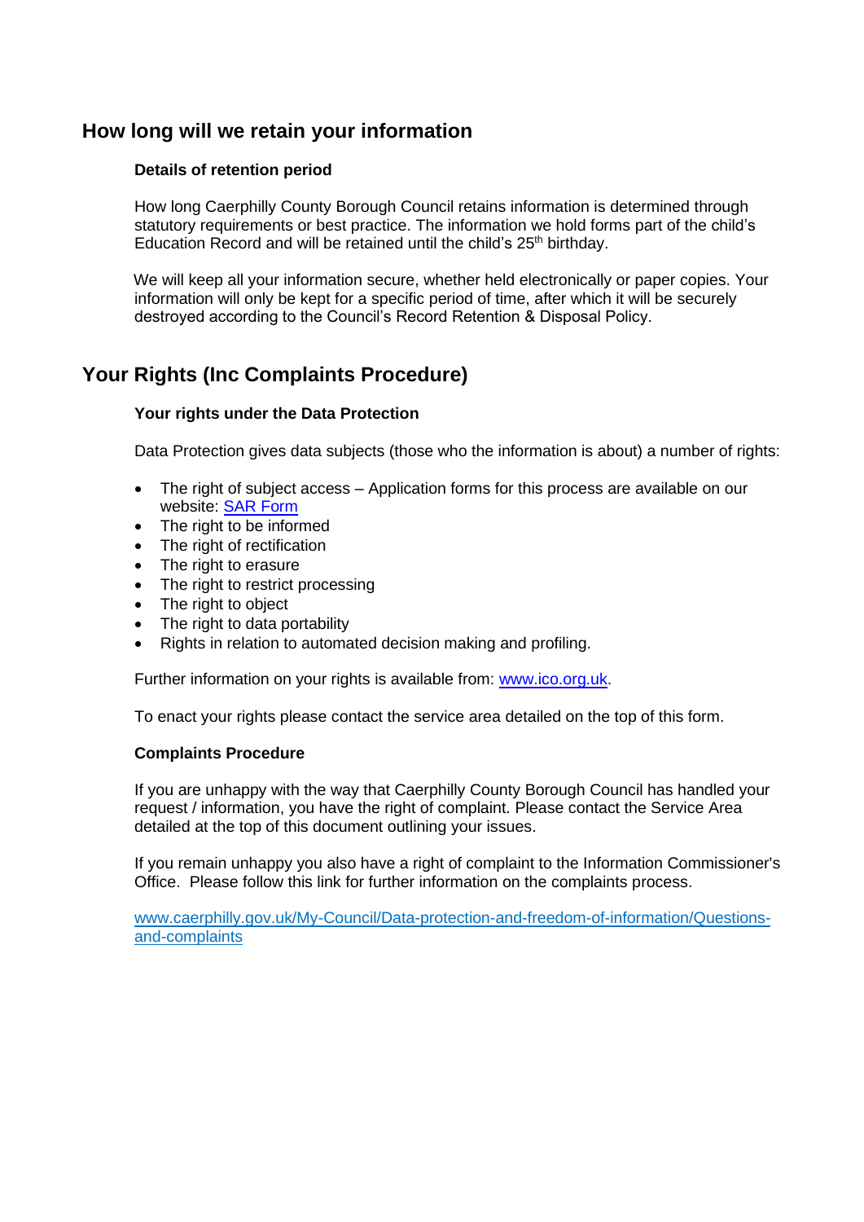## How long will we retain your information

### Details of retention period

How long Caerphilly County Borough Council retains information is determined through statutory requirements or best practice. The information we hold forms part of the child's Education Record and will be retained until the child's 25th birthday.

We will keep all your information secure, whether held electronically or paper copies. Your information will only be kept for a specific period of time, after which it will be securely destroyed according to the Council's Record Retention & Disposal Policy.

## Your Rights (Inc Complaints Procedure)

### Your rights under the Data Protection

Data Protection gives data subjects (those who the information is about) a number of rights:

- The right of subject access – Application forms for this process are available on our website: [SAR Form]
- The right to be informed
- The right of rectification
- The right to erasure
- The right to restrict processing
- The right to object
- The right to data portability
- Rights in relation to automated decision making and profiling.

Further information on your rights is available from: www.ico.org.uk.

To enact your rights please contact the service area detailed on the top of this form.

### Complaints Procedure

If you are unhappy with the way that Caerphilly County Borough Council has handled your request / information, you have the right of complaint. Please contact the Service Area detailed at the top of this document outlining your issues.

If you remain unhappy you also have a right of complaint to the Information Commissioner's Office. Please follow this link for further information on the complaints process.

www.caerphilly.gov.uk/My-Council/Data-protection-and-freedom-of-information/Questions-and-complaints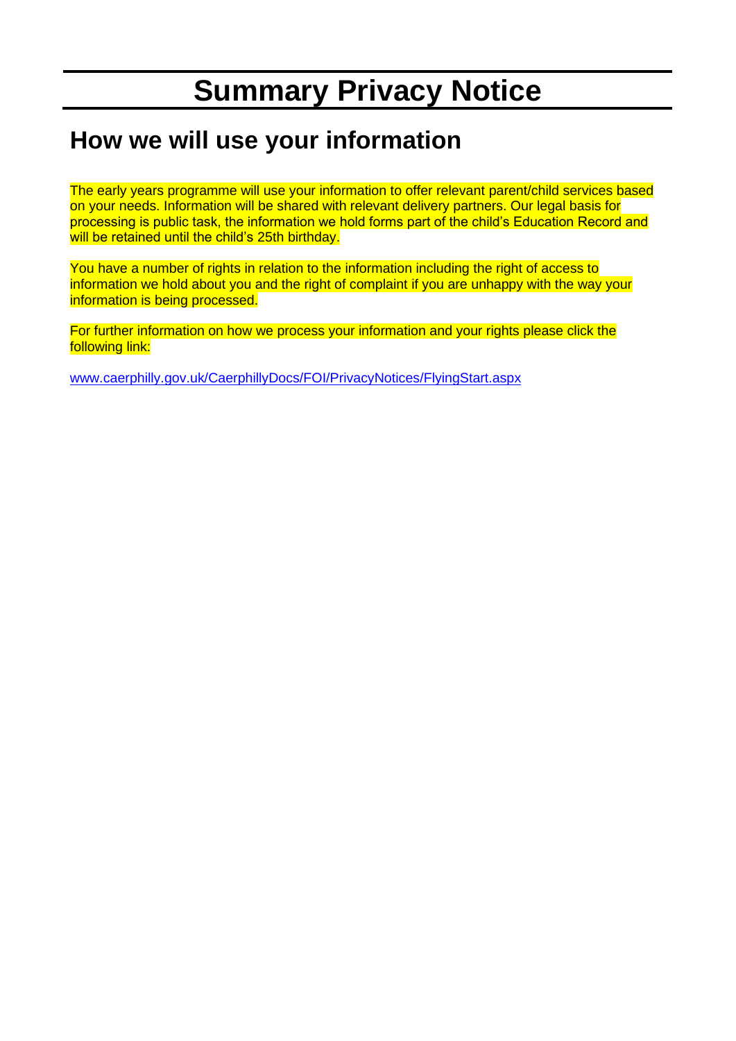# Summary Privacy Notice

## How we will use your information

The early years programme will use your information to offer relevant parent/child services based on your needs. Information will be shared with relevant delivery partners. Our legal basis for processing is public task, the information we hold forms part of the child's Education Record and will be retained until the child's 25th birthday.

You have a number of rights in relation to the information including the right of access to information we hold about you and the right of complaint if you are unhappy with the way your information is being processed.

For further information on how we process your information and your rights please click the following link:

[www.caerphilly.gov.uk/CaerphillyDocs/FOI/PrivacyNotices/FlyingStart.aspx](http://www.caerphilly.gov.uk/CaerphillyDocs/FOI/PrivacyNotices/FlyingStart.aspx)